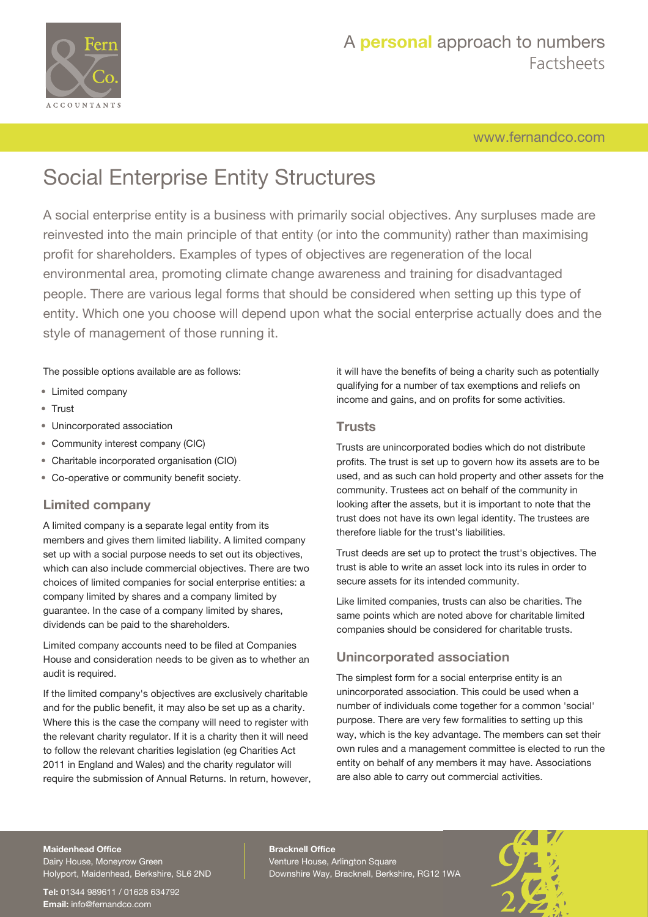# Social Enterprise Entity Structures

A social enterprise entity is a business with primarily social objectives. Any surpluses made are reinvested into the main principle of that entity (or into the community) rather than maximising profit for shareholders. Examples of types of objectives are regeneration of the local environmental area, promoting climate change awareness and training for disadvantaged people. There are various legal forms that should be considered when setting up this type of entity. Which one you choose will depend upon what the social enterprise actually does and the style of management of those running it.

The possible options available are as follows:

- Limited company
- Trust
- Unincorporated association
- Community interest company (CIC)
- Charitable incorporated organisation (CIO)
- Co-operative or community benefit society.

## Limited company

A limited company is a separate legal entity from its members and gives them limited liability. A limited company set up with a social purpose needs to set out its objectives, which can also include commercial objectives. There are two choices of limited companies for social enterprise entities: a company limited by shares and a company limited by guarantee. In the case of a company limited by shares, dividends can be paid to the shareholders.

Limited company accounts need to be filed at Companies House and consideration needs to be given as to whether an audit is required.

If the limited company's objectives are exclusively charitable and for the public benefit, it may also be set up as a charity. Where this is the case the company will need to register with the relevant charity regulator. If it is a charity then it will need to follow the relevant charities legislation (eg Charities Act 2011 in England and Wales) and the charity regulator will require the submission of Annual Returns. In return, however, it will have the benefits of being a charity such as potentially qualifying for a number of tax exemptions and reliefs on income and gains, and on profits for some activities.

## Trusts

Trusts are unincorporated bodies which do not distribute profits. The trust is set up to govern how its assets are to be used, and as such can hold property and other assets for the community. Trustees act on behalf of the community in looking after the assets, but it is important to note that the trust does not have its own legal identity. The trustees are therefore liable for the trust's liabilities.

Trust deeds are set up to protect the trust's objectives. The trust is able to write an asset lock into its rules in order to secure assets for its intended community.

Like limited companies, trusts can also be charities. The same points which are noted above for charitable limited companies should be considered for charitable trusts.

## Unincorporated association

The simplest form for a social enterprise entity is an unincorporated association. This could be used when a number of individuals come together for a common 'social' purpose. There are very few formalities to setting up this way, which is the key advantage. The members can set their own rules and a management committee is elected to run the entity on behalf of any members it may have. Associations are also able to carry out commercial activities.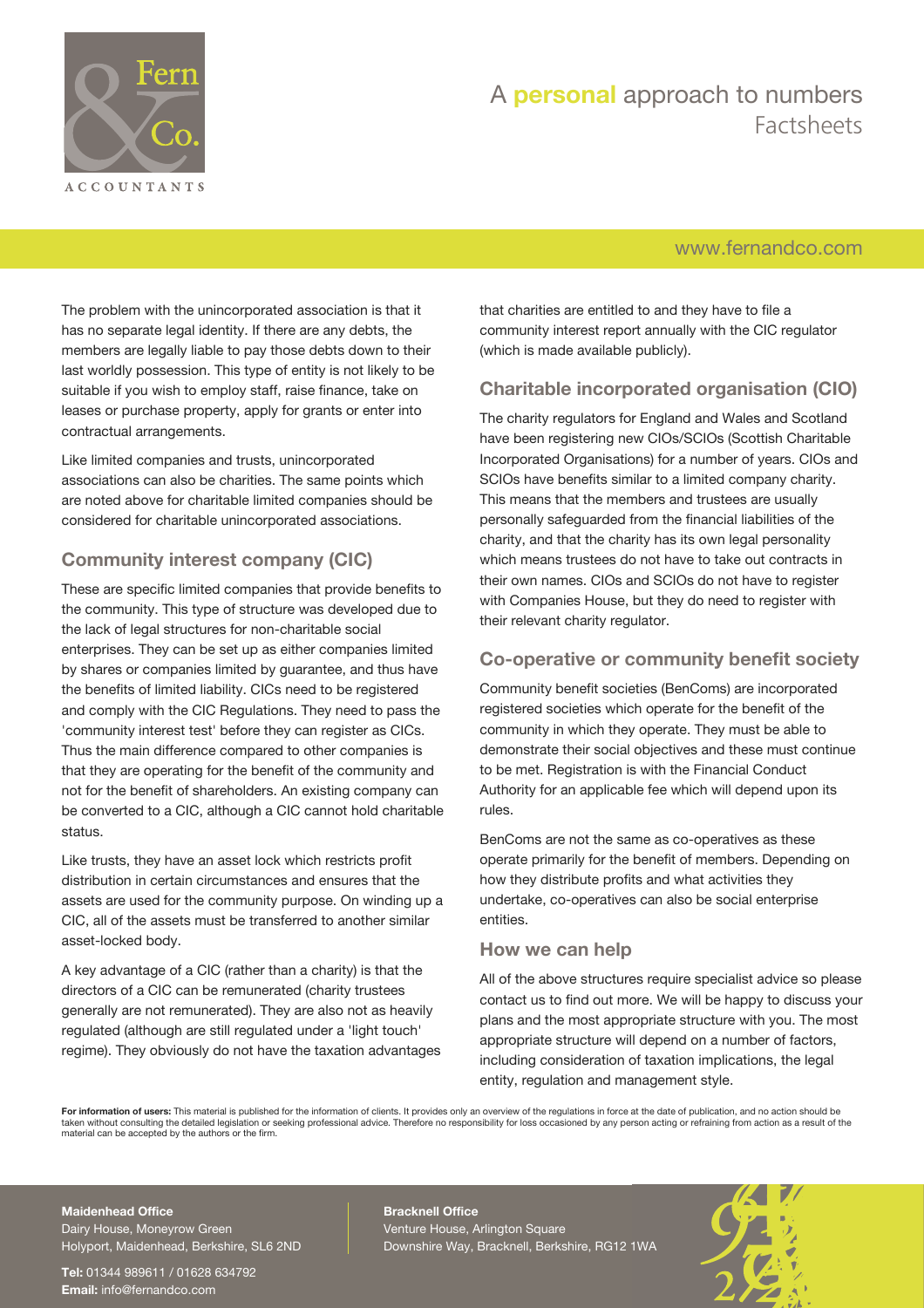The problem with the unincorporated association is that it has no separate legal identity. If there are any debts, the members are legally liable to pay those debts down to their last worldly possession. This type of entity is not likely to be suitable if you wish to employ staff, raise finance, take on leases or purchase property, apply for grants or enter into contractual arrangements.

Like limited companies and trusts, unincorporated associations can also be charities. The same points which are noted above for charitable limited companies should be considered for charitable unincorporated associations.

## Community interest company (CIC)

These are specific limited companies that provide benefits to the community. This type of structure was developed due to the lack of legal structures for non-charitable social enterprises. They can be set up as either companies limited by shares or companies limited by guarantee, and thus have the benefits of limited liability. CICs need to be registered and comply with the CIC Regulations. They need to pass the 'community interest test' before they can register as CICs. Thus the main difference compared to other companies is that they are operating for the benefit of the community and not for the benefit of shareholders. An existing company can be converted to a CIC, although a CIC cannot hold charitable status.

Like trusts, they have an asset lock which restricts profit distribution in certain circumstances and ensures that the assets are used for the community purpose. On winding up a CIC, all of the assets must be transferred to another similar asset-locked body.

A key advantage of a CIC (rather than a charity) is that the directors of a CIC can be remunerated (charity trustees generally are not remunerated). They are also not as heavily regulated (although are still regulated under a 'light touch' regime). They obviously do not have the taxation advantages that charities are entitled to and they have to file a community interest report annually with the CIC regulator (which is made available publicly).

## Charitable incorporated organisation (CIO)

The charity regulators for England and Wales and Scotland have been registering new CIOs/SCIOs (Scottish Charitable Incorporated Organisations) for a number of years. CIOs and SCIOs have benefits similar to a limited company charity. This means that the members and trustees are usually personally safeguarded from the financial liabilities of the charity, and that the charity has its own legal personality which means trustees do not have to take out contracts in their own names. CIOs and SCIOs do not have to register with Companies House, but they do need to register with their relevant charity regulator.

## Co-operative or community benefit society

Community benefit societies (BenComs) are incorporated registered societies which operate for the benefit of the community in which they operate. They must be able to demonstrate their social objectives and these must continue to be met. Registration is with the Financial Conduct Authority for an applicable fee which will depend upon its rules.

BenComs are not the same as co-operatives as these operate primarily for the benefit of members. Depending on how they distribute profits and what activities they undertake, co-operatives can also be social enterprise entities.

## How we can help

All of the above structures require specialist advice so please contact us to find out more. We will be happy to discuss your plans and the most appropriate structure with you. The most appropriate structure will depend on a number of factors, including consideration of taxation implications, the legal entity, regulation and management style.

**For information of users:** This material is published for the information of clients. It provides only an overview of the regulations in force at the date of publication, and no action should be taken without consulting the detailed legislation or seeking professional advice. Therefore no responsibility for loss occasioned by any person acting or refraining from action as a result of the material can be accepted by the authors or the firm.